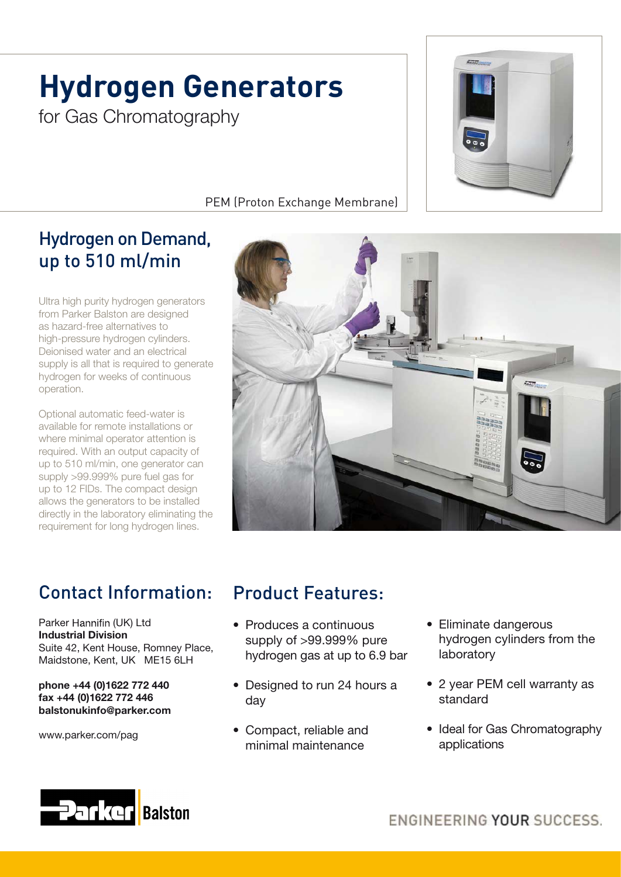# Hydrogen Generators

for Gas Chromatography

PEM (Proton Exchange Membrane)

## Hydrogen on Demand, up to 510 ml/min

Ultra high purity hydrogen generators from Parker Balston are designed as hazard-free alternatives to high-pressure hydrogen cylinders. Deionised water and an electrical supply is all that is required to generate hydrogen for weeks of continuous operation.

Optional automatic feed-water is available for remote installations or where minimal operator attention is required. With an output capacity of up to 510 ml/min, one generator can supply >99.999% pure fuel gas for up to 12 FIDs. The compact design allows the generators to be installed directly in the laboratory eliminating the requirement for long hydrogen lines.

## Contact Information:

Parker Hannifin (UK) Ltd
**Industrial Division**
Suite 42, Kent House, Romney Place,
Maidstone, Kent, UK ME15 6LH

**phone +44 (0)1622 772 440**
**fax +44 (0)1622 772 446**
**balstonukinfo@parker.com**

www.parker.com/pag

## Product Features:

- Produces a continuous supply of >99.999% pure hydrogen gas at up to 6.9 bar
- Designed to run 24 hours a day
- Compact, reliable and minimal maintenance
- Eliminate dangerous hydrogen cylinders from the laboratory
- 2 year PEM cell warranty as standard
- Ideal for Gas Chromatography applications

Parker Balston

ENGINEERING YOUR SUCCESS.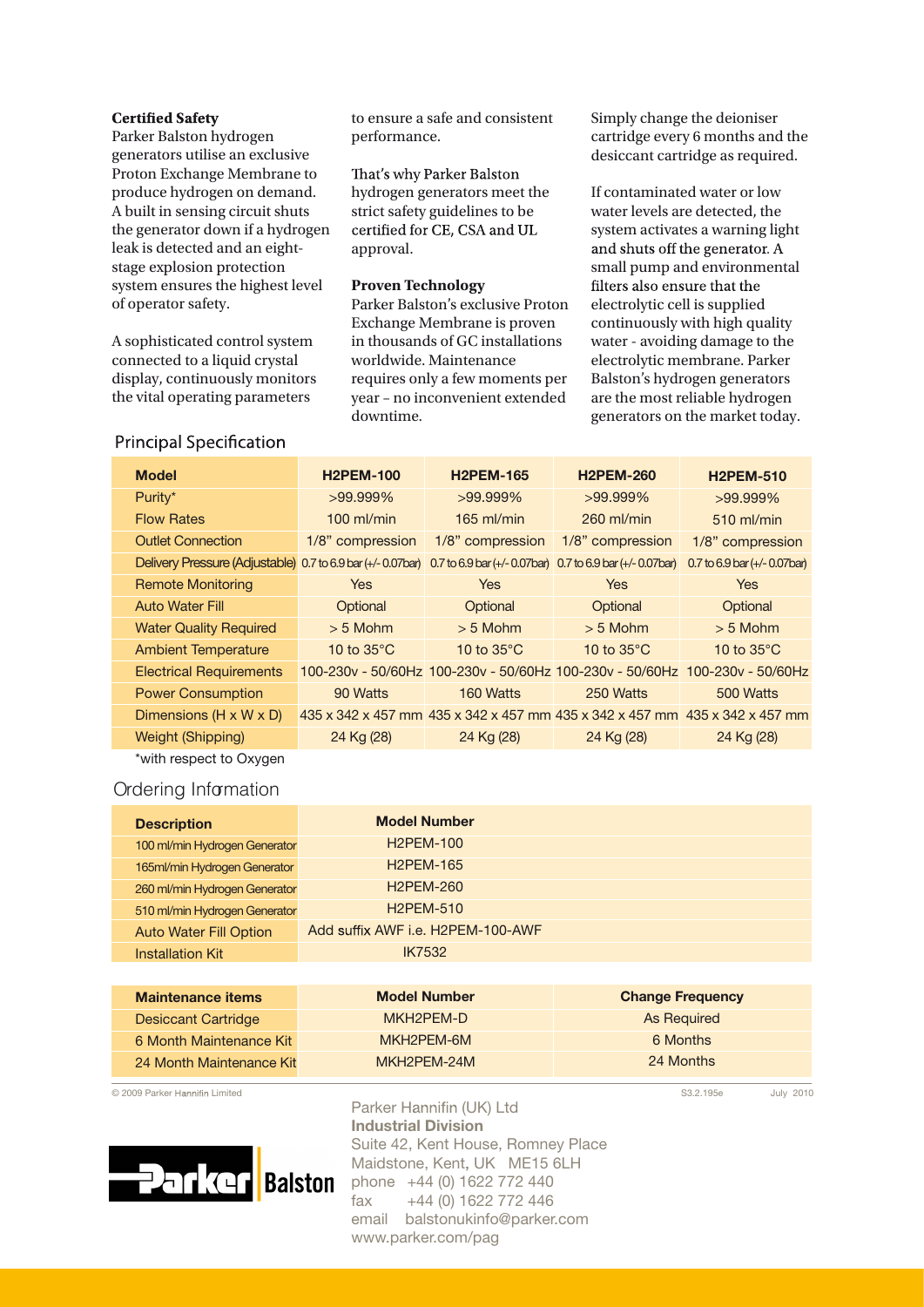**Certified Safety**

Parker Balston hydrogen generators utilise an exclusive Proton Exchange Membrane to produce hydrogen on demand. A built in sensing circuit shuts the generator down if a hydrogen leak is detected and an eight-stage explosion protection system ensures the highest level of operator safety.

A sophisticated control system connected to a liquid crystal display, continuously monitors the vital operating parameters to ensure a safe and consistent performance.

That's why Parker Balston hydrogen generators meet the strict safety guidelines to be certified for CE, CSA and UL approval.

**Proven Technology**

Parker Balston's exclusive Proton Exchange Membrane is proven in thousands of GC installations worldwide. Maintenance requires only a few moments per year – no inconvenient extended downtime.

Simply change the deioniser cartridge every 6 months and the desiccant cartridge as required.

If contaminated water or low water levels are detected, the system activates a warning light and shuts off the generator. A small pump and environmental filters also ensure that the electrolytic cell is supplied continuously with high quality water - avoiding damage to the electrolytic membrane. Parker Balston's hydrogen generators are the most reliable hydrogen generators on the market today.

## Principal Specification

| Model | H2PEM-100 | H2PEM-165 | H2PEM-260 | H2PEM-510 |
|---|---|---|---|---|
| Purity* | >99.999% | >99.999% | >99.999% | >99.999% |
| Flow Rates | 100 ml/min | 165 ml/min | 260 ml/min | 510 ml/min |
| Outlet Connection | 1/8" compression | 1/8" compression | 1/8" compression | 1/8" compression |
| Delivery Pressure (Adjustable) | 0.7 to 6.9 bar (+/- 0.07bar) | 0.7 to 6.9 bar (+/- 0.07bar) | 0.7 to 6.9 bar (+/- 0.07bar) | 0.7 to 6.9 bar (+/- 0.07bar) |
| Remote Monitoring | Yes | Yes | Yes | Yes |
| Auto Water Fill | Optional | Optional | Optional | Optional |
| Water Quality Required | > 5 Mohm | > 5 Mohm | > 5 Mohm | > 5 Mohm |
| Ambient Temperature | 10 to 35°C | 10 to 35°C | 10 to 35°C | 10 to 35°C |
| Electrical Requirements | 100-230v - 50/60Hz | 100-230v - 50/60Hz | 100-230v - 50/60Hz | 100-230v - 50/60Hz |
| Power Consumption | 90 Watts | 160 Watts | 250 Watts | 500 Watts |
| Dimensions (H x W x D) | 435 x 342 x 457 mm | 435 x 342 x 457 mm | 435 x 342 x 457 mm | 435 x 342 x 457 mm |
| Weight (Shipping) | 24 Kg (28) | 24 Kg (28) | 24 Kg (28) | 24 Kg (28) |

*with respect to Oxygen

## Ordering Information

| Description | Model Number |
|---|---|
| 100 ml/min Hydrogen Generator | H2PEM-100 |
| 165ml/min Hydrogen Generator | H2PEM-165 |
| 260 ml/min Hydrogen Generator | H2PEM-260 |
| 510 ml/min Hydrogen Generator | H2PEM-510 |
| Auto Water Fill Option | Add suffix AWF i.e. H2PEM-100-AWF |
| Installation Kit | IK7532 |

| Maintenance items | Model Number | Change Frequency |
|---|---|---|
| Desiccant Cartridge | MKH2PEM-D | As Required |
| 6 Month Maintenance Kit | MKH2PEM-6M | 6 Months |
| 24 Month Maintenance Kit | MKH2PEM-24M | 24 Months |

© 2009 Parker Hannifin Limited

S3.2.195e July 2010

Parker Hannifin (UK) Ltd
**Industrial Division**
Suite 42, Kent House, Romney Place
Maidstone, Kent, UK ME15 6LH
phone +44 (0) 1622 772 440
fax +44 (0) 1622 772 446
email balstonukinfo@parker.com
www.parker.com/pag

Parker Balston